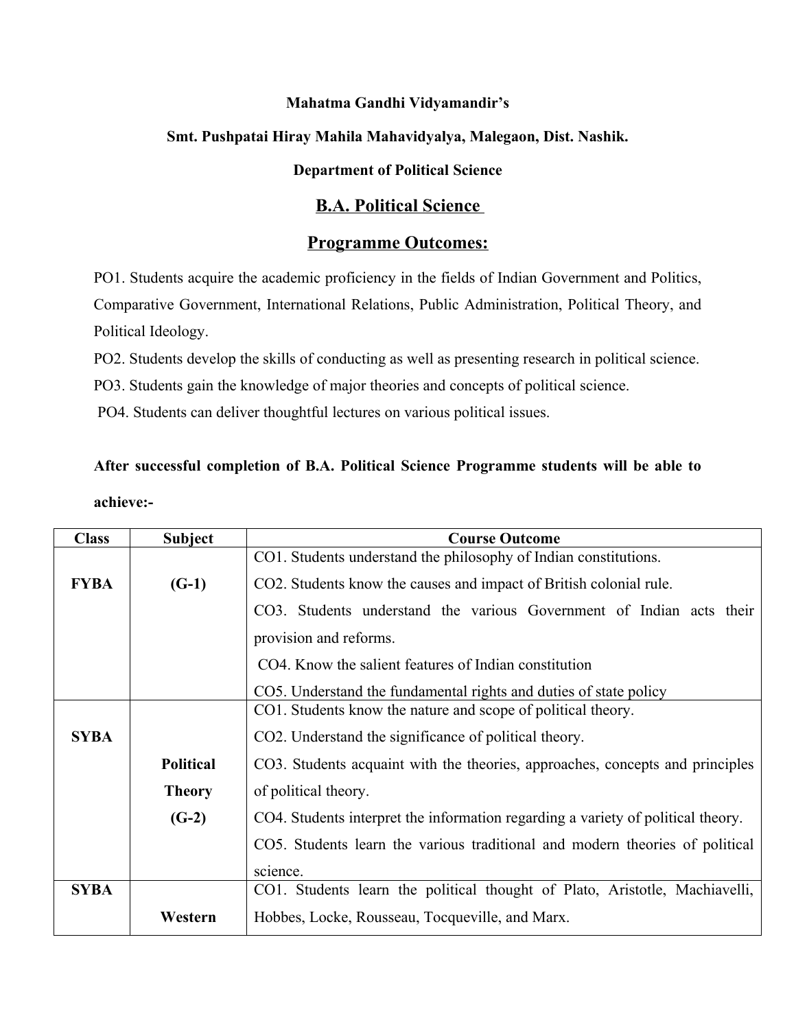**Mahatma Gandhi Vidyamandir's**

**Smt. Pushpatai Hiray Mahila Mahavidyalya, Malegaon, Dist. Nashik.**

**Department of Political Science**

## B.A. Political Science

## Programme Outcomes:

PO1. Students acquire the academic proficiency in the fields of Indian Government and Politics, Comparative Government, International Relations, Public Administration, Political Theory, and Political Ideology.

PO2. Students develop the skills of conducting as well as presenting research in political science.

PO3. Students gain the knowledge of major theories and concepts of political science.

PO4. Students can deliver thoughtful lectures on various political issues.

**After successful completion of B.A. Political Science Programme students will be able to achieve:-**

| Class | Subject | Course Outcome |
|---|---|---|
| **FYBA** | **(G-1)** | CO1. Students understand the philosophy of Indian constitutions.<br>CO2. Students know the causes and impact of British colonial rule.<br>CO3. Students understand the various Government of Indian acts their provision and reforms.<br>CO4. Know the salient features of Indian constitution<br>CO5. Understand the fundamental rights and duties of state policy |
| **SYBA** | **Political Theory (G-2)** | CO1. Students know the nature and scope of political theory.<br>CO2. Understand the significance of political theory.<br>CO3. Students acquaint with the theories, approaches, concepts and principles of political theory.<br>CO4. Students interpret the information regarding a variety of political theory.<br>CO5. Students learn the various traditional and modern theories of political science. |
| **SYBA** | **Western** | CO1. Students learn the political thought of Plato, Aristotle, Machiavelli, Hobbes, Locke, Rousseau, Tocqueville, and Marx. |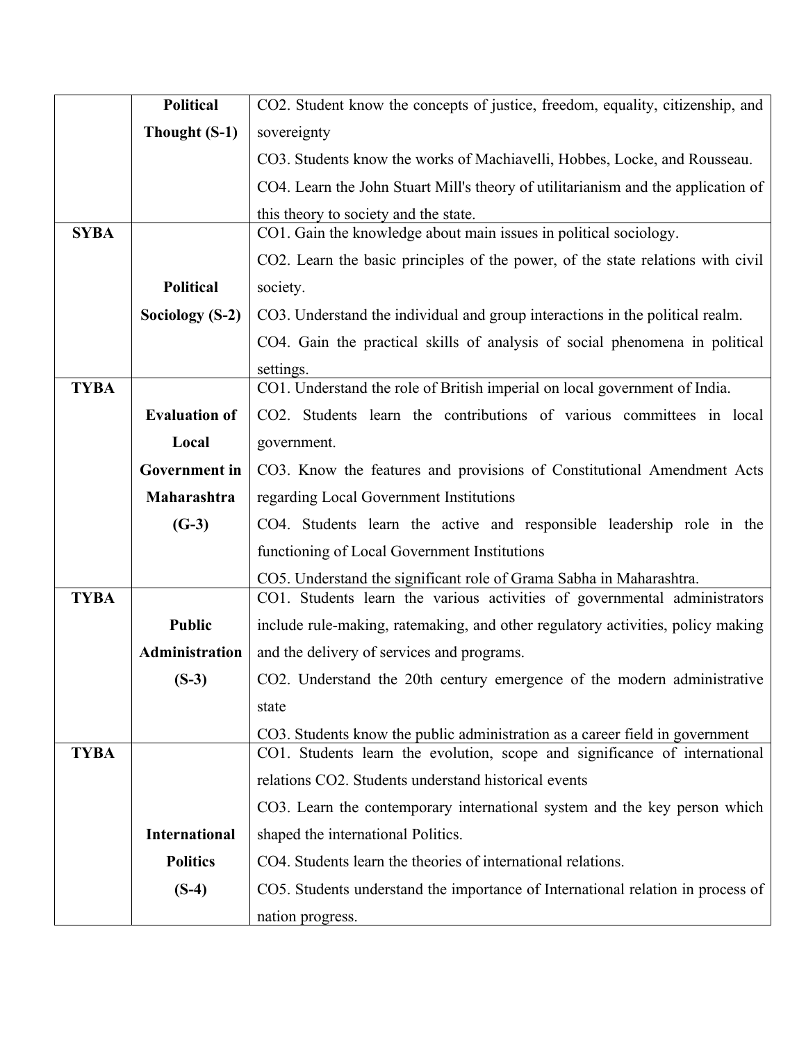| | | |
|---|---|---|
| | **Political Thought (S-1)** | CO2. Student know the concepts of justice, freedom, equality, citizenship, and sovereignty<br>CO3. Students know the works of Machiavelli, Hobbes, Locke, and Rousseau.<br>CO4. Learn the John Stuart Mill's theory of utilitarianism and the application of this theory to society and the state. |
| **SYBA** | **Political Sociology (S-2)** | CO1. Gain the knowledge about main issues in political sociology.<br>CO2. Learn the basic principles of the power, of the state relations with civil society.<br>CO3. Understand the individual and group interactions in the political realm.<br>CO4. Gain the practical skills of analysis of social phenomena in political settings. |
| **TYBA** | **Evaluation of Local Government in Maharashtra (G-3)** | CO1. Understand the role of British imperial on local government of India.<br>CO2. Students learn the contributions of various committees in local government.<br>CO3. Know the features and provisions of Constitutional Amendment Acts regarding Local Government Institutions<br>CO4. Students learn the active and responsible leadership role in the functioning of Local Government Institutions<br>CO5. Understand the significant role of Grama Sabha in Maharashtra. |
| **TYBA** | **Public Administration (S-3)** | CO1. Students learn the various activities of governmental administrators include rule-making, ratemaking, and other regulatory activities, policy making and the delivery of services and programs.<br>CO2. Understand the 20th century emergence of the modern administrative state<br>CO3. Students know the public administration as a career field in government |
| **TYBA** | **International Politics (S-4)** | CO1. Students learn the evolution, scope and significance of international relations CO2. Students understand historical events<br>CO3. Learn the contemporary international system and the key person which shaped the international Politics.<br>CO4. Students learn the theories of international relations.<br>CO5. Students understand the importance of International relation in process of nation progress. |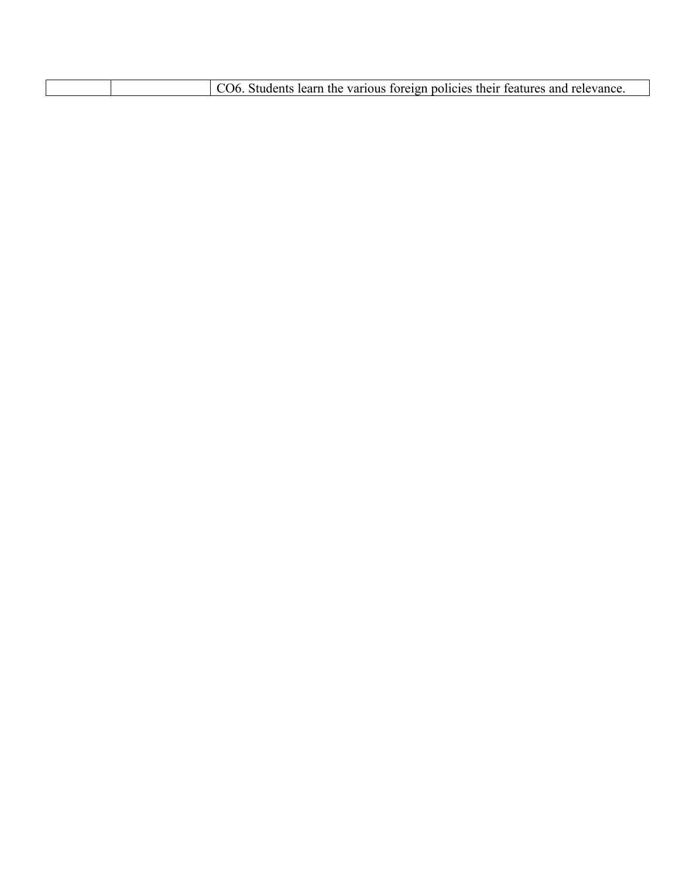| | | |
|---|---|---|
| | | CO6. Students learn the various foreign policies their features and relevance. |